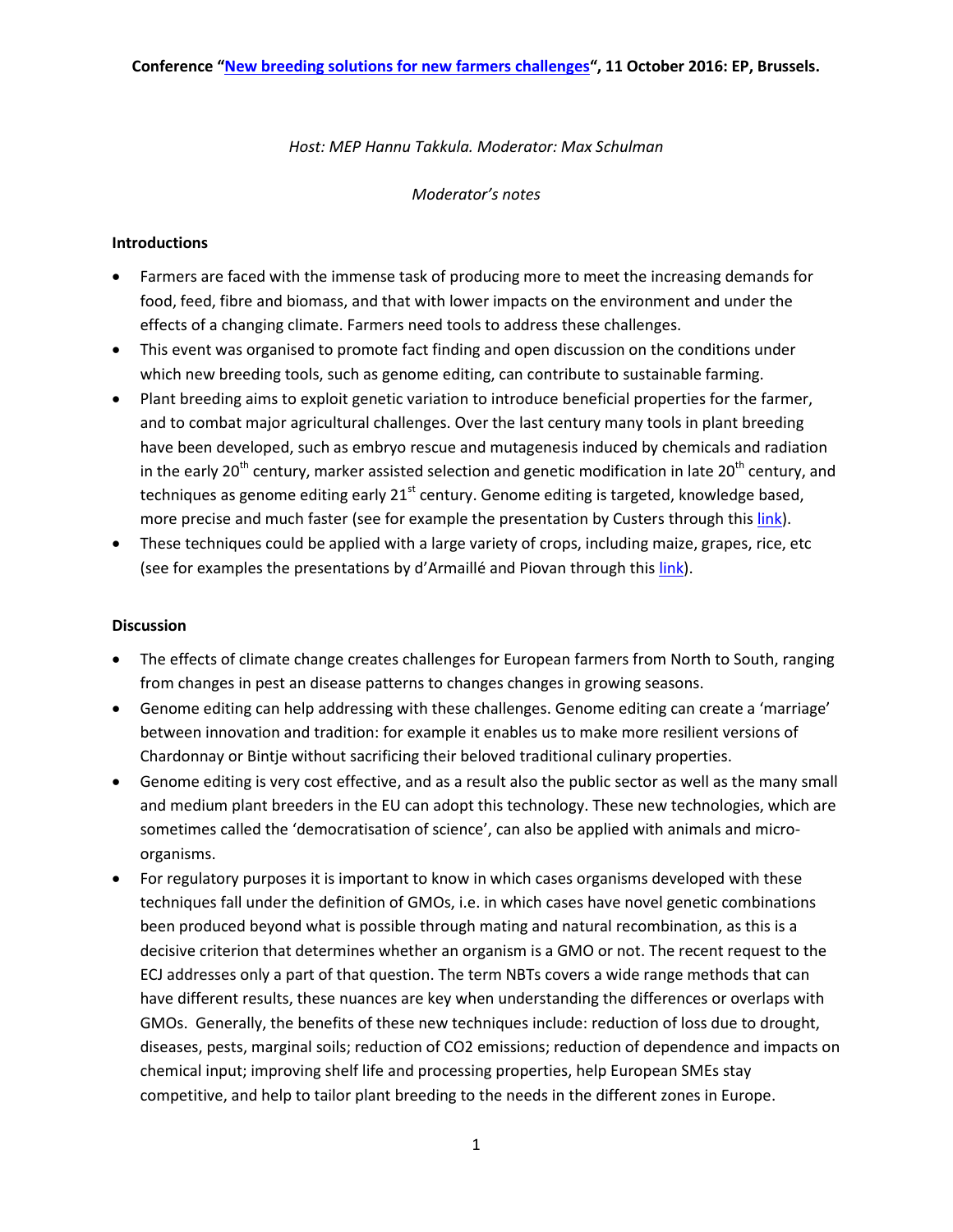**Conference "[New breeding solutions for new farmers challenges](#)", 11 October 2016: EP, Brussels.**

*Host: MEP Hannu Takkula. Moderator: Max Schulman*

*Moderator's notes*

**Introductions**

- Farmers are faced with the immense task of producing more to meet the increasing demands for food, feed, fibre and biomass, and that with lower impacts on the environment and under the effects of a changing climate. Farmers need tools to address these challenges.
- This event was organised to promote fact finding and open discussion on the conditions under which new breeding tools, such as genome editing, can contribute to sustainable farming.
- Plant breeding aims to exploit genetic variation to introduce beneficial properties for the farmer, and to combat major agricultural challenges. Over the last century many tools in plant breeding have been developed, such as embryo rescue and mutagenesis induced by chemicals and radiation in the early 20th century, marker assisted selection and genetic modification in late 20th century, and techniques as genome editing early 21st century. Genome editing is targeted, knowledge based, more precise and much faster (see for example the presentation by Custers through this [link](#)).
- These techniques could be applied with a large variety of crops, including maize, grapes, rice, etc (see for examples the presentations by d'Armaillé and Piovan through this [link](#)).

**Discussion**

- The effects of climate change creates challenges for European farmers from North to South, ranging from changes in pest an disease patterns to changes changes in growing seasons.
- Genome editing can help addressing with these challenges. Genome editing can create a 'marriage' between innovation and tradition: for example it enables us to make more resilient versions of Chardonnay or Bintje without sacrificing their beloved traditional culinary properties.
- Genome editing is very cost effective, and as a result also the public sector as well as the many small and medium plant breeders in the EU can adopt this technology. These new technologies, which are sometimes called the 'democratisation of science', can also be applied with animals and micro-organisms.
- For regulatory purposes it is important to know in which cases organisms developed with these techniques fall under the definition of GMOs, i.e. in which cases have novel genetic combinations been produced beyond what is possible through mating and natural recombination, as this is a decisive criterion that determines whether an organism is a GMO or not. The recent request to the ECJ addresses only a part of that question. The term NBTs covers a wide range methods that can have different results, these nuances are key when understanding the differences or overlaps with GMOs. Generally, the benefits of these new techniques include: reduction of loss due to drought, diseases, pests, marginal soils; reduction of $CO_2$ emissions; reduction of dependence and impacts on chemical input; improving shelf life and processing properties, help European SMEs stay competitive, and help to tailor plant breeding to the needs in the different zones in Europe.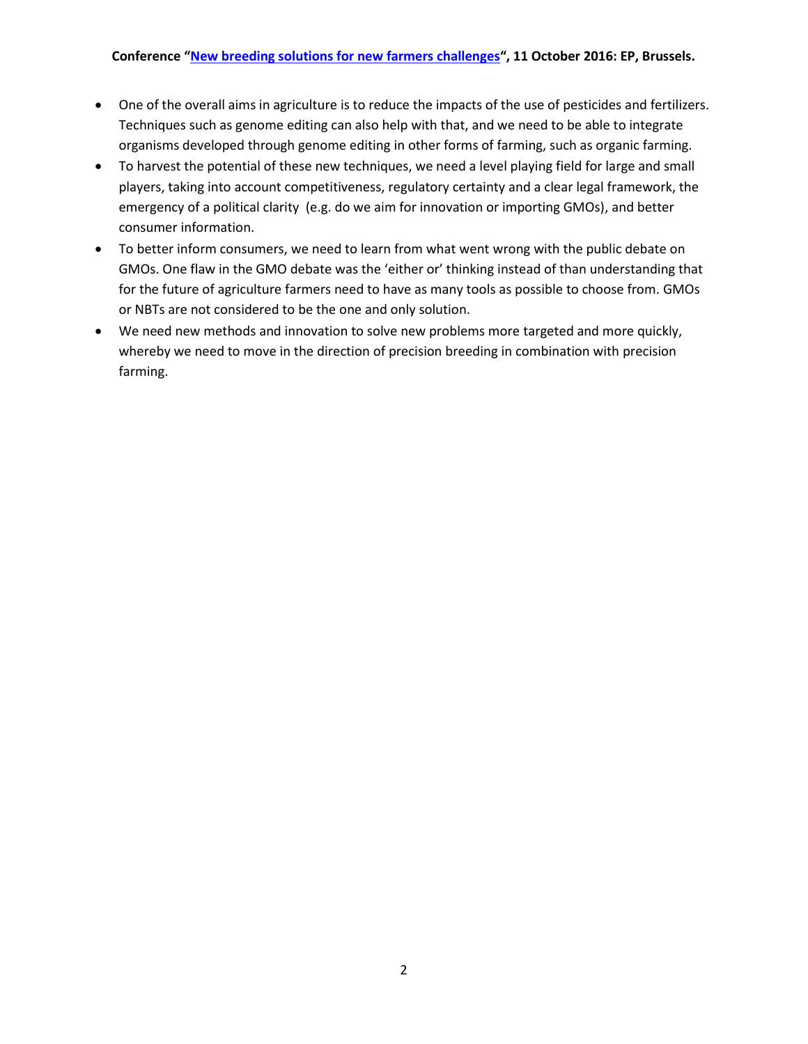**Conference "[New breeding solutions for new farmers challenges]", 11 October 2016: EP, Brussels.**

- One of the overall aims in agriculture is to reduce the impacts of the use of pesticides and fertilizers. Techniques such as genome editing can also help with that, and we need to be able to integrate organisms developed through genome editing in other forms of farming, such as organic farming.
- To harvest the potential of these new techniques, we need a level playing field for large and small players, taking into account competitiveness, regulatory certainty and a clear legal framework, the emergency of a political clarity (e.g. do we aim for innovation or importing GMOs), and better consumer information.
- To better inform consumers, we need to learn from what went wrong with the public debate on GMOs. One flaw in the GMO debate was the 'either or' thinking instead of than understanding that for the future of agriculture farmers need to have as many tools as possible to choose from. GMOs or NBTs are not considered to be the one and only solution.
- We need new methods and innovation to solve new problems more targeted and more quickly, whereby we need to move in the direction of precision breeding in combination with precision farming.